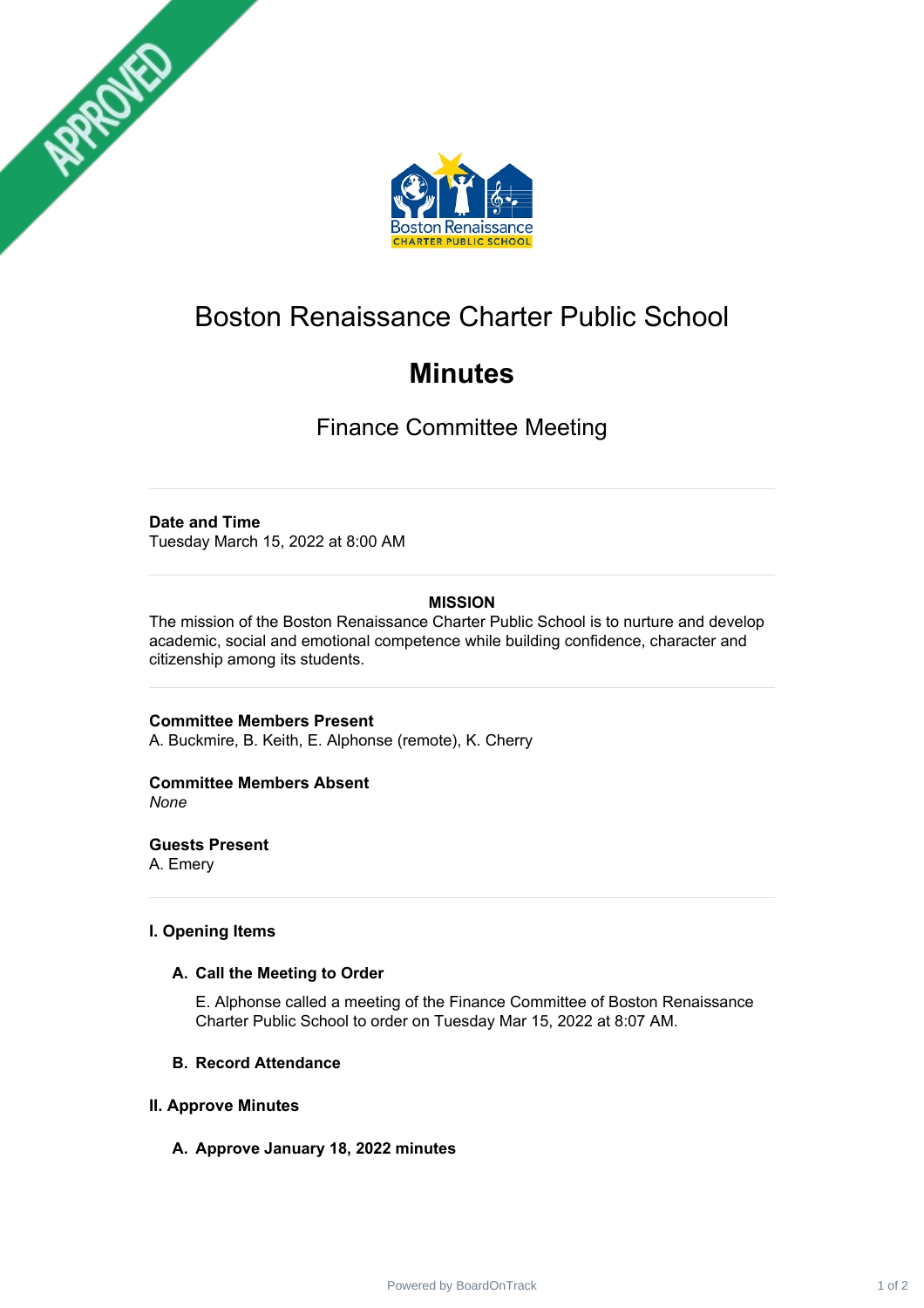# Boston Renaissance Charter Public School

## Minutes

### Finance Committee Meeting

---

**Date and Time**
Tuesday March 15, 2022 at 8:00 AM

---

**MISSION**
The mission of the Boston Renaissance Charter Public School is to nurture and develop academic, social and emotional competence while building confidence, character and citizenship among its students.

---

**Committee Members Present**
A. Buckmire, B. Keith, E. Alphonse (remote), K. Cherry

**Committee Members Absent**
*None*

**Guests Present**
A. Emery

---

**I. Opening Items**

**A. Call the Meeting to Order**

E. Alphonse called a meeting of the Finance Committee of Boston Renaissance Charter Public School to order on Tuesday Mar 15, 2022 at 8:07 AM.

**B. Record Attendance**

**II. Approve Minutes**

**A. Approve January 18, 2022 minutes**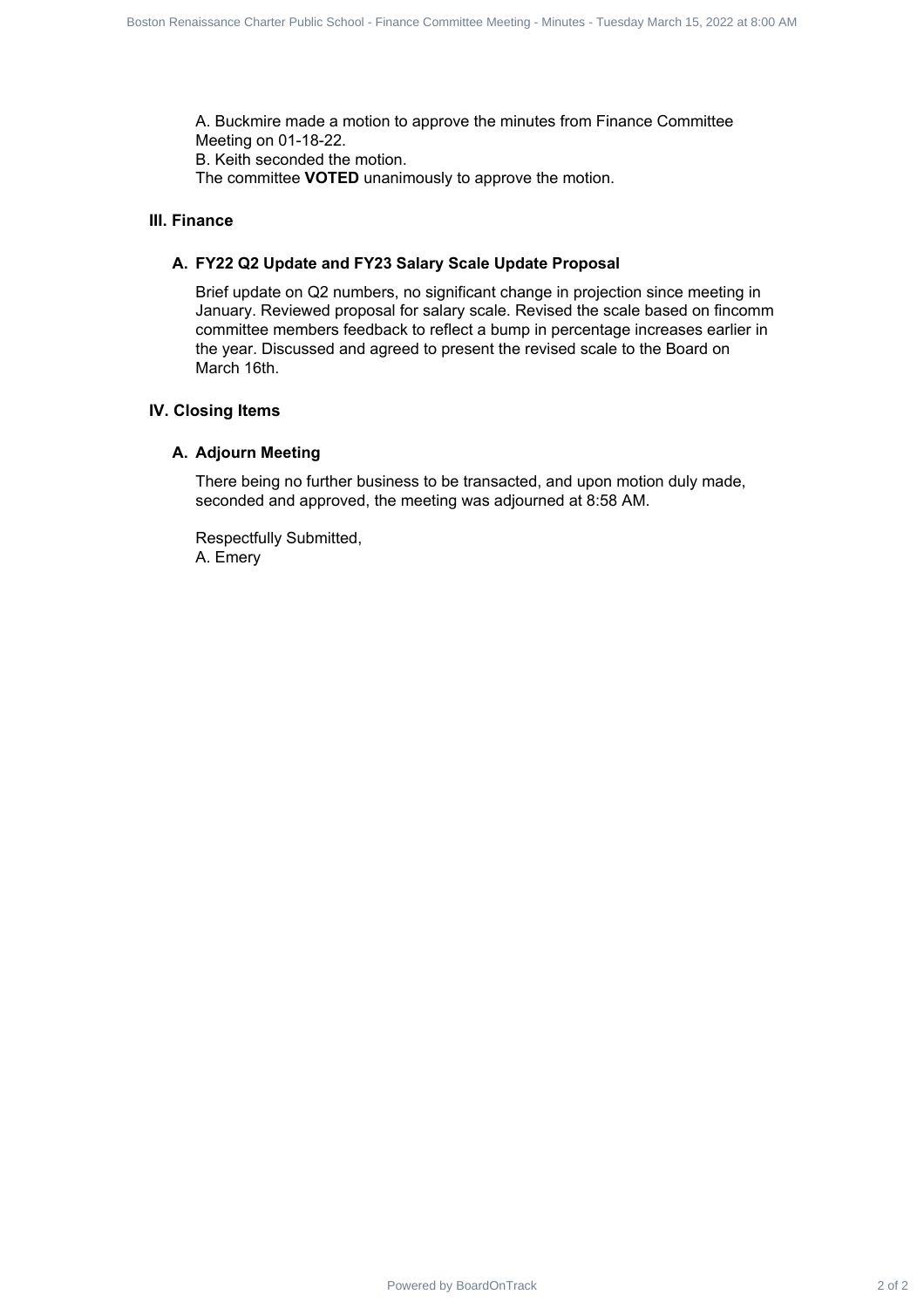A. Buckmire made a motion to approve the minutes from Finance Committee Meeting on 01-18-22.
B. Keith seconded the motion.
The committee **VOTED** unanimously to approve the motion.

## III. Finance

### A. FY22 Q2 Update and FY23 Salary Scale Update Proposal

Brief update on Q2 numbers, no significant change in projection since meeting in January. Reviewed proposal for salary scale. Revised the scale based on fincomm committee members feedback to reflect a bump in percentage increases earlier in the year. Discussed and agreed to present the revised scale to the Board on March 16th.

## IV. Closing Items

### A. Adjourn Meeting

There being no further business to be transacted, and upon motion duly made, seconded and approved, the meeting was adjourned at 8:58 AM.

Respectfully Submitted,
A. Emery